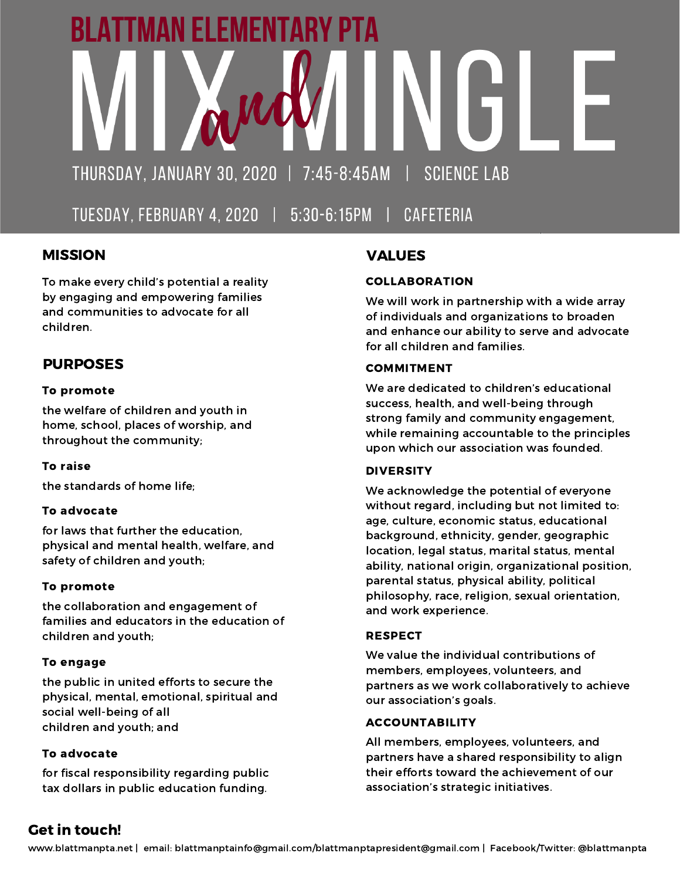# BLATTMAN ELEMENTARY PTA

# MIX *and* MINGLE

THURSDAY, JANUARY 30, 2020 | 7:45-8:45AM | SCIENCE LAB

TUESDAY, FEBRUARY 4, 2020 | 5:30-6:15PM | CAFETERIA

## MISSION

To make every child's potential a reality by engaging and empowering families and communities to advocate for all children.

## PURPOSES

### To promote

the welfare of children and youth in home, school, places of worship, and throughout the community;

### To raise

the standards of home life;

### To advocate

for laws that further the education, physical and mental health, welfare, and safety of children and youth;

### To promote

the collaboration and engagement of families and educators in the education of children and youth;

### To engage

the public in united efforts to secure the physical, mental, emotional, spiritual and social well-being of all children and youth; and

### To advocate

for fiscal responsibility regarding public tax dollars in public education funding.

## VALUES

### COLLABORATION

We will work in partnership with a wide array of individuals and organizations to broaden and enhance our ability to serve and advocate for all children and families.

### COMMITMENT

We are dedicated to children's educational success, health, and well-being through strong family and community engagement, while remaining accountable to the principles upon which our association was founded.

### DIVERSITY

We acknowledge the potential of everyone without regard, including but not limited to: age, culture, economic status, educational background, ethnicity, gender, geographic location, legal status, marital status, mental ability, national origin, organizational position, parental status, physical ability, political philosophy, race, religion, sexual orientation, and work experience.

### RESPECT

We value the individual contributions of members, employees, volunteers, and partners as we work collaboratively to achieve our association's goals.

### ACCOUNTABILITY

All members, employees, volunteers, and partners have a shared responsibility to align their efforts toward the achievement of our association's strategic initiatives.

## Get in touch!

www.blattmanpta.net | email: blattmanptainfo@gmail.com/blattmanptapresident@gmail.com | Facebook/Twitter: @blattmanpta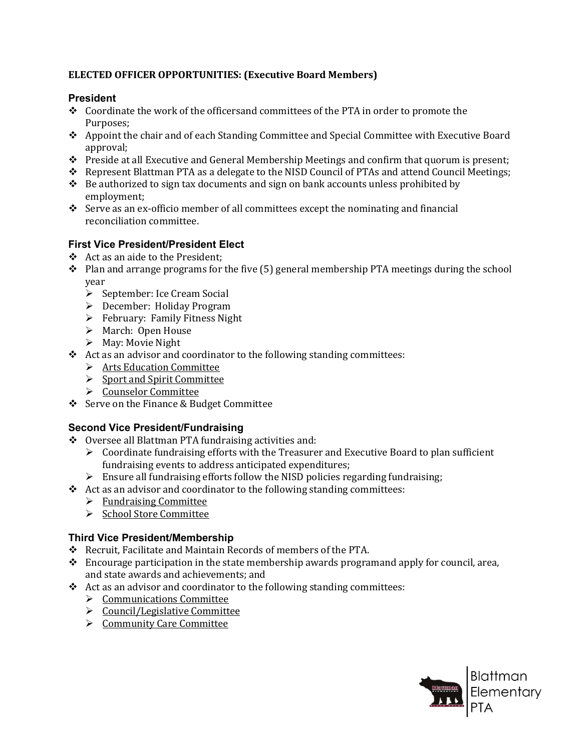**ELECTED OFFICER OPPORTUNITIES: (Executive Board Members)**

### President

- Coordinate the work of the officersand committees of the PTA in order to promote the Purposes;
- Appoint the chair and of each Standing Committee and Special Committee with Executive Board approval;
- Preside at all Executive and General Membership Meetings and confirm that quorum is present;
- Represent Blattman PTA as a delegate to the NISD Council of PTAs and attend Council Meetings;
- Be authorized to sign tax documents and sign on bank accounts unless prohibited by employment;
- Serve as an ex-officio member of all committees except the nominating and financial reconciliation committee.

### First Vice President/President Elect

- Act as an aide to the President;
- Plan and arrange programs for the five (5) general membership PTA meetings during the school year
  - September: Ice Cream Social
  - December: Holiday Program
  - February: Family Fitness Night
  - March: Open House
  - May: Movie Night
- Act as an advisor and coordinator to the following standing committees:
  - Arts Education Committee
  - Sport and Spirit Committee
  - Counselor Committee
- Serve on the Finance & Budget Committee

### Second Vice President/Fundraising

- Oversee all Blattman PTA fundraising activities and:
  - Coordinate fundraising efforts with the Treasurer and Executive Board to plan sufficient fundraising events to address anticipated expenditures;
  - Ensure all fundraising efforts follow the NISD policies regarding fundraising;
- Act as an advisor and coordinator to the following standing committees:
  - Fundraising Committee
  - School Store Committee

### Third Vice President/Membership

- Recruit, Facilitate and Maintain Records of members of the PTA.
- Encourage participation in the state membership awards programand apply for council, area, and state awards and achievements; and
- Act as an advisor and coordinator to the following standing committees:
  - Communications Committee
  - Council/Legislative Committee
  - Community Care Committee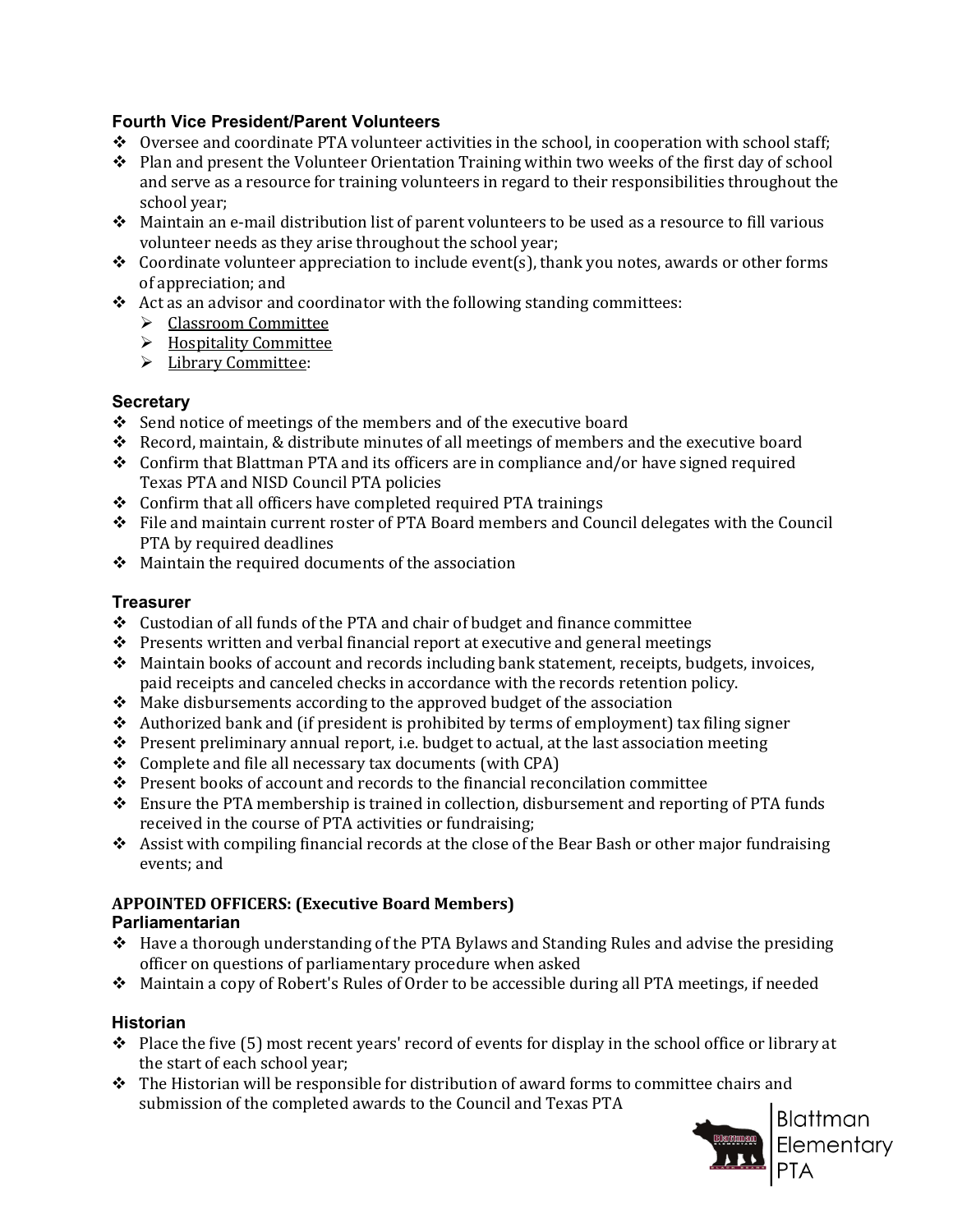### Fourth Vice President/Parent Volunteers

- Oversee and coordinate PTA volunteer activities in the school, in cooperation with school staff;
- Plan and present the Volunteer Orientation Training within two weeks of the first day of school and serve as a resource for training volunteers in regard to their responsibilities throughout the school year;
- Maintain an e-mail distribution list of parent volunteers to be used as a resource to fill various volunteer needs as they arise throughout the school year;
- Coordinate volunteer appreciation to include event(s), thank you notes, awards or other forms of appreciation; and
- Act as an advisor and coordinator with the following standing committees:
  - Classroom Committee
  - Hospitality Committee
  - Library Committee:

### Secretary

- Send notice of meetings of the members and of the executive board
- Record, maintain, & distribute minutes of all meetings of members and the executive board
- Confirm that Blattman PTA and its officers are in compliance and/or have signed required Texas PTA and NISD Council PTA policies
- Confirm that all officers have completed required PTA trainings
- File and maintain current roster of PTA Board members and Council delegates with the Council PTA by required deadlines
- Maintain the required documents of the association

### Treasurer

- Custodian of all funds of the PTA and chair of budget and finance committee
- Presents written and verbal financial report at executive and general meetings
- Maintain books of account and records including bank statement, receipts, budgets, invoices, paid receipts and canceled checks in accordance with the records retention policy.
- Make disbursements according to the approved budget of the association
- Authorized bank and (if president is prohibited by terms of employment) tax filing signer
- Present preliminary annual report, i.e. budget to actual, at the last association meeting
- Complete and file all necessary tax documents (with CPA)
- Present books of account and records to the financial reconcilation committee
- Ensure the PTA membership is trained in collection, disbursement and reporting of PTA funds received in the course of PTA activities or fundraising;
- Assist with compiling financial records at the close of the Bear Bash or other major fundraising events; and

**APPOINTED OFFICERS: (Executive Board Members)**

### Parliamentarian

- Have a thorough understanding of the PTA Bylaws and Standing Rules and advise the presiding officer on questions of parliamentary procedure when asked
- Maintain a copy of Robert's Rules of Order to be accessible during all PTA meetings, if needed

### Historian

- Place the five (5) most recent years' record of events for display in the school office or library at the start of each school year;
- The Historian will be responsible for distribution of award forms to committee chairs and submission of the completed awards to the Council and Texas PTA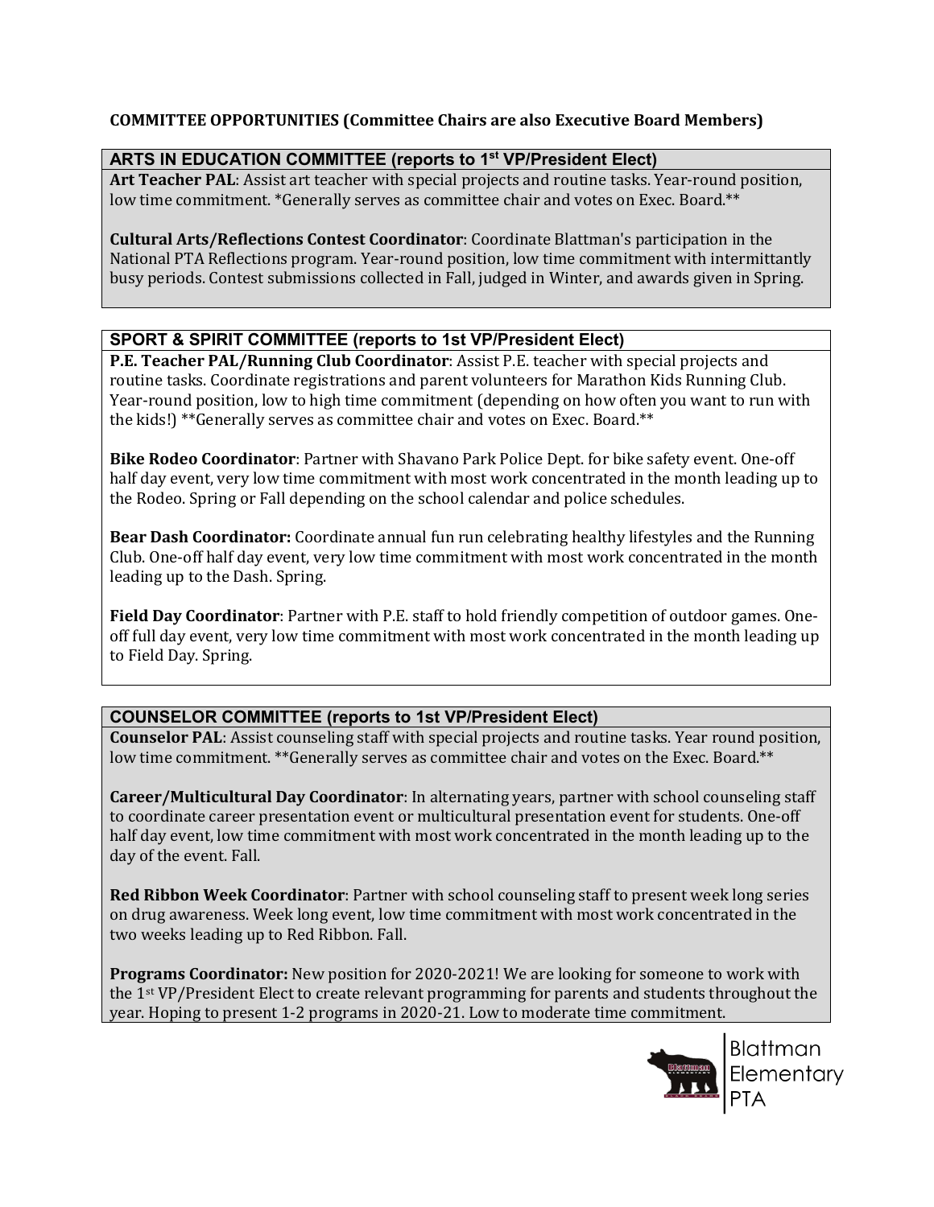**COMMITTEE OPPORTUNITIES (Committee Chairs are also Executive Board Members)**

### ARTS IN EDUCATION COMMITTEE (reports to 1st VP/President Elect)

**Art Teacher PAL**: Assist art teacher with special projects and routine tasks. Year-round position, low time commitment. *Generally serves as committee chair and votes on Exec. Board.**

**Cultural Arts/Reflections Contest Coordinator**: Coordinate Blattman's participation in the National PTA Reflections program. Year-round position, low time commitment with intermittantly busy periods. Contest submissions collected in Fall, judged in Winter, and awards given in Spring.

### SPORT & SPIRIT COMMITTEE (reports to 1st VP/President Elect)

**P.E. Teacher PAL/Running Club Coordinator**: Assist P.E. teacher with special projects and routine tasks. Coordinate registrations and parent volunteers for Marathon Kids Running Club. Year-round position, low to high time commitment (depending on how often you want to run with the kids!) **Generally serves as committee chair and votes on Exec. Board.**

**Bike Rodeo Coordinator**: Partner with Shavano Park Police Dept. for bike safety event. One-off half day event, very low time commitment with most work concentrated in the month leading up to the Rodeo. Spring or Fall depending on the school calendar and police schedules.

**Bear Dash Coordinator:** Coordinate annual fun run celebrating healthy lifestyles and the Running Club. One-off half day event, very low time commitment with most work concentrated in the month leading up to the Dash. Spring.

**Field Day Coordinator**: Partner with P.E. staff to hold friendly competition of outdoor games. One-off full day event, very low time commitment with most work concentrated in the month leading up to Field Day. Spring.

### COUNSELOR COMMITTEE (reports to 1st VP/President Elect)

**Counselor PAL**: Assist counseling staff with special projects and routine tasks. Year round position, low time commitment. **Generally serves as committee chair and votes on the Exec. Board.**

**Career/Multicultural Day Coordinator**: In alternating years, partner with school counseling staff to coordinate career presentation event or multicultural presentation event for students. One-off half day event, low time commitment with most work concentrated in the month leading up to the day of the event. Fall.

**Red Ribbon Week Coordinator**: Partner with school counseling staff to present week long series on drug awareness. Week long event, low time commitment with most work concentrated in the two weeks leading up to Red Ribbon. Fall.

**Programs Coordinator:** New position for 2020-2021! We are looking for someone to work with the 1st VP/President Elect to create relevant programming for parents and students throughout the year. Hoping to present 1-2 programs in 2020-21. Low to moderate time commitment.

Blattman Elementary PTA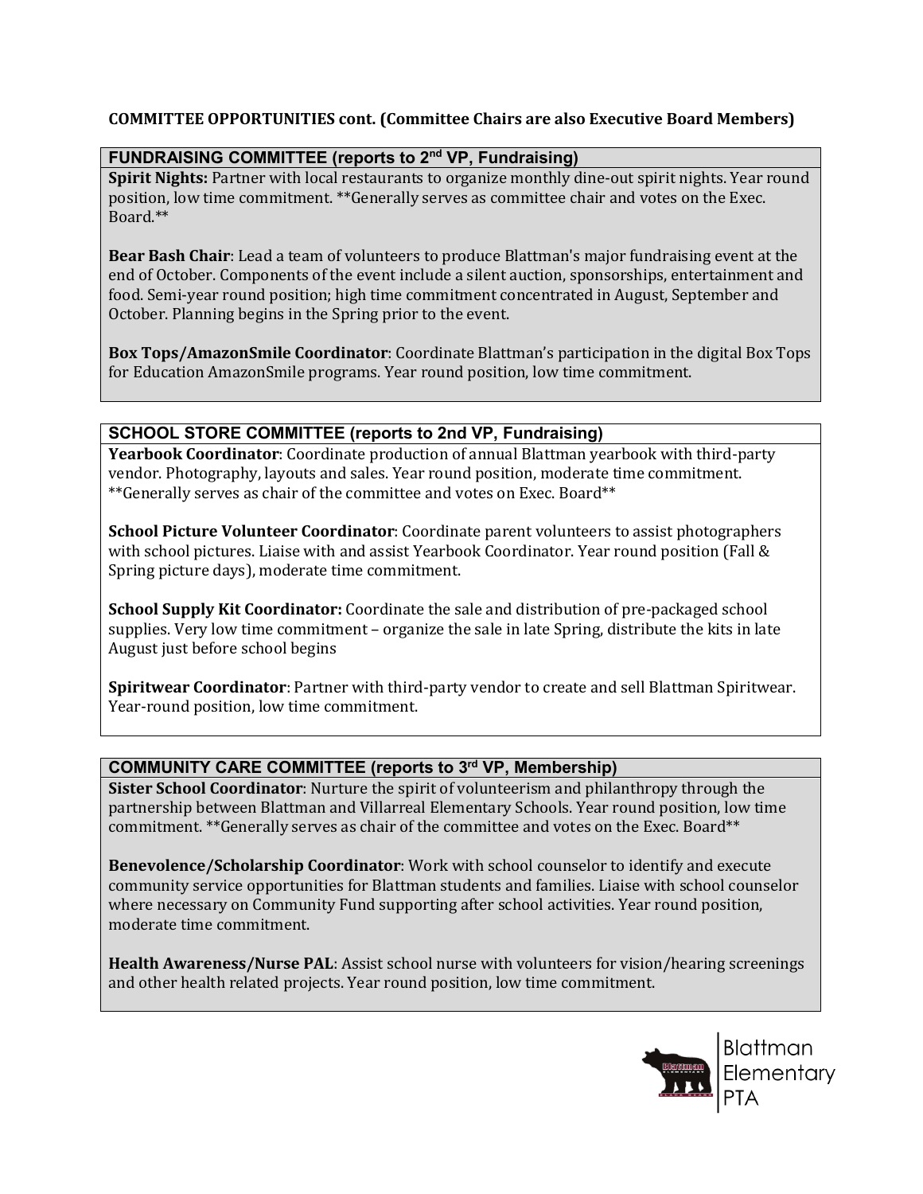**COMMITTEE OPPORTUNITIES cont. (Committee Chairs are also Executive Board Members)**

## FUNDRAISING COMMITTEE (reports to 2nd VP, Fundraising)

**Spirit Nights:** Partner with local restaurants to organize monthly dine-out spirit nights. Year round position, low time commitment. **Generally serves as committee chair and votes on the Exec. Board.**

**Bear Bash Chair**: Lead a team of volunteers to produce Blattman's major fundraising event at the end of October. Components of the event include a silent auction, sponsorships, entertainment and food. Semi-year round position; high time commitment concentrated in August, September and October. Planning begins in the Spring prior to the event.

**Box Tops/AmazonSmile Coordinator**: Coordinate Blattman's participation in the digital Box Tops for Education AmazonSmile programs. Year round position, low time commitment.

## SCHOOL STORE COMMITTEE (reports to 2nd VP, Fundraising)

**Yearbook Coordinator**: Coordinate production of annual Blattman yearbook with third-party vendor. Photography, layouts and sales. Year round position, moderate time commitment. **Generally serves as chair of the committee and votes on Exec. Board**

**School Picture Volunteer Coordinator**: Coordinate parent volunteers to assist photographers with school pictures. Liaise with and assist Yearbook Coordinator. Year round position (Fall & Spring picture days), moderate time commitment.

**School Supply Kit Coordinator:** Coordinate the sale and distribution of pre-packaged school supplies. Very low time commitment – organize the sale in late Spring, distribute the kits in late August just before school begins

**Spiritwear Coordinator**: Partner with third-party vendor to create and sell Blattman Spiritwear. Year-round position, low time commitment.

## COMMUNITY CARE COMMITTEE (reports to 3rd VP, Membership)

**Sister School Coordinator**: Nurture the spirit of volunteerism and philanthropy through the partnership between Blattman and Villarreal Elementary Schools. Year round position, low time commitment. **Generally serves as chair of the committee and votes on the Exec. Board**

**Benevolence/Scholarship Coordinator**: Work with school counselor to identify and execute community service opportunities for Blattman students and families. Liaise with school counselor where necessary on Community Fund supporting after school activities. Year round position, moderate time commitment.

**Health Awareness/Nurse PAL**: Assist school nurse with volunteers for vision/hearing screenings and other health related projects. Year round position, low time commitment.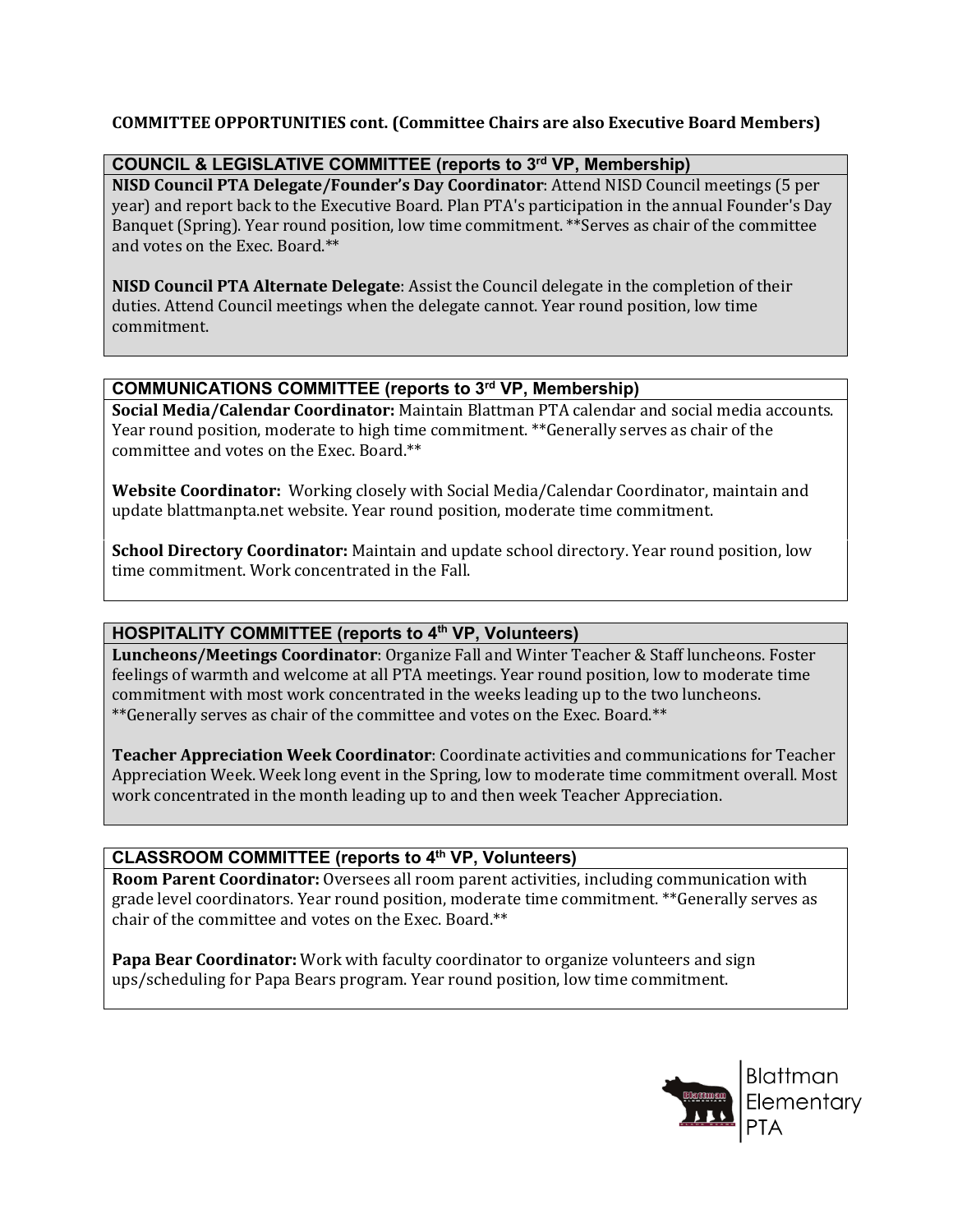**COMMITTEE OPPORTUNITIES cont. (Committee Chairs are also Executive Board Members)**

### COUNCIL & LEGISLATIVE COMMITTEE (reports to 3rd VP, Membership)

**NISD Council PTA Delegate/Founder's Day Coordinator**: Attend NISD Council meetings (5 per year) and report back to the Executive Board. Plan PTA's participation in the annual Founder's Day Banquet (Spring). Year round position, low time commitment. **Serves as chair of the committee and votes on the Exec. Board.**

**NISD Council PTA Alternate Delegate**: Assist the Council delegate in the completion of their duties. Attend Council meetings when the delegate cannot. Year round position, low time commitment.

### COMMUNICATIONS COMMITTEE (reports to 3rd VP, Membership)

**Social Media/Calendar Coordinator:** Maintain Blattman PTA calendar and social media accounts. Year round position, moderate to high time commitment. **Generally serves as chair of the committee and votes on the Exec. Board.**

**Website Coordinator:** Working closely with Social Media/Calendar Coordinator, maintain and update blattmanpta.net website. Year round position, moderate time commitment.

**School Directory Coordinator:** Maintain and update school directory. Year round position, low time commitment. Work concentrated in the Fall.

### HOSPITALITY COMMITTEE (reports to 4th VP, Volunteers)

**Luncheons/Meetings Coordinator**: Organize Fall and Winter Teacher & Staff luncheons. Foster feelings of warmth and welcome at all PTA meetings. Year round position, low to moderate time commitment with most work concentrated in the weeks leading up to the two luncheons. **Generally serves as chair of the committee and votes on the Exec. Board.**

**Teacher Appreciation Week Coordinator**: Coordinate activities and communications for Teacher Appreciation Week. Week long event in the Spring, low to moderate time commitment overall. Most work concentrated in the month leading up to and then week Teacher Appreciation.

### CLASSROOM COMMITTEE (reports to 4th VP, Volunteers)

**Room Parent Coordinator:** Oversees all room parent activities, including communication with grade level coordinators. Year round position, moderate time commitment. **Generally serves as chair of the committee and votes on the Exec. Board.**

**Papa Bear Coordinator:** Work with faculty coordinator to organize volunteers and sign ups/scheduling for Papa Bears program. Year round position, low time commitment.

Blattman Elementary PTA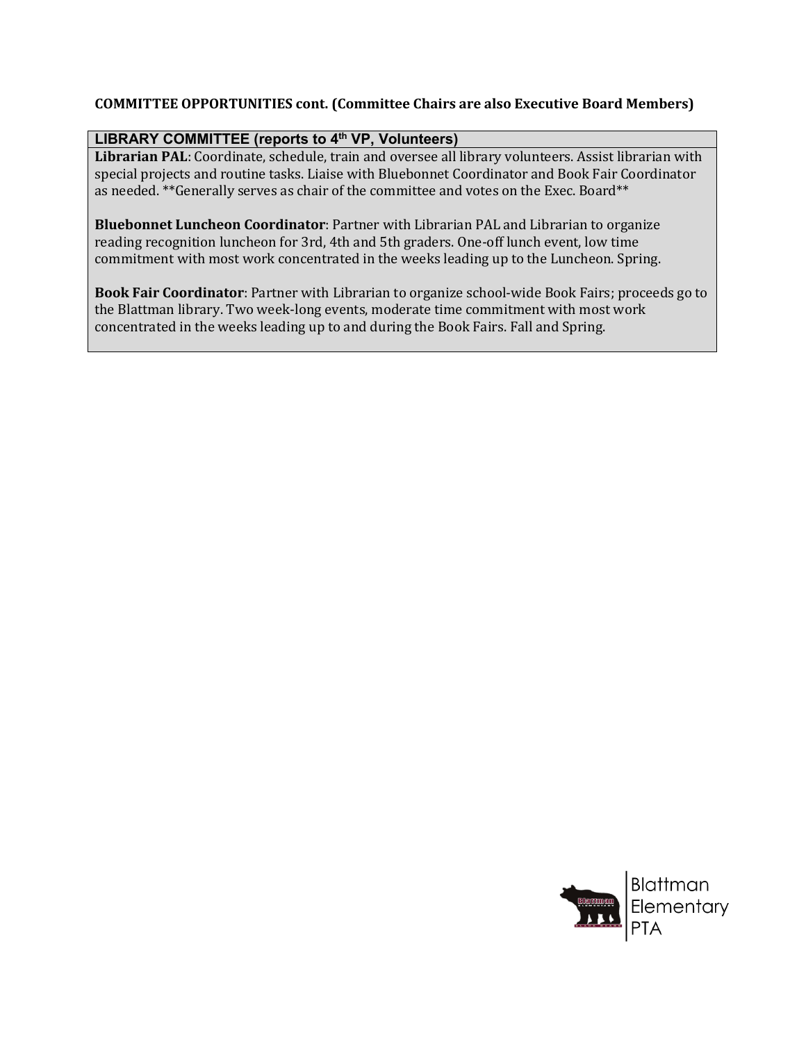**COMMITTEE OPPORTUNITIES cont. (Committee Chairs are also Executive Board Members)**

### LIBRARY COMMITTEE (reports to 4th VP, Volunteers)

**Librarian PAL**: Coordinate, schedule, train and oversee all library volunteers. Assist librarian with special projects and routine tasks. Liaise with Bluebonnet Coordinator and Book Fair Coordinator as needed. **Generally serves as chair of the committee and votes on the Exec. Board**

**Bluebonnet Luncheon Coordinator**: Partner with Librarian PAL and Librarian to organize reading recognition luncheon for 3rd, 4th and 5th graders. One-off lunch event, low time commitment with most work concentrated in the weeks leading up to the Luncheon. Spring.

**Book Fair Coordinator**: Partner with Librarian to organize school-wide Book Fairs; proceeds go to the Blattman library. Two week-long events, moderate time commitment with most work concentrated in the weeks leading up to and during the Book Fairs. Fall and Spring.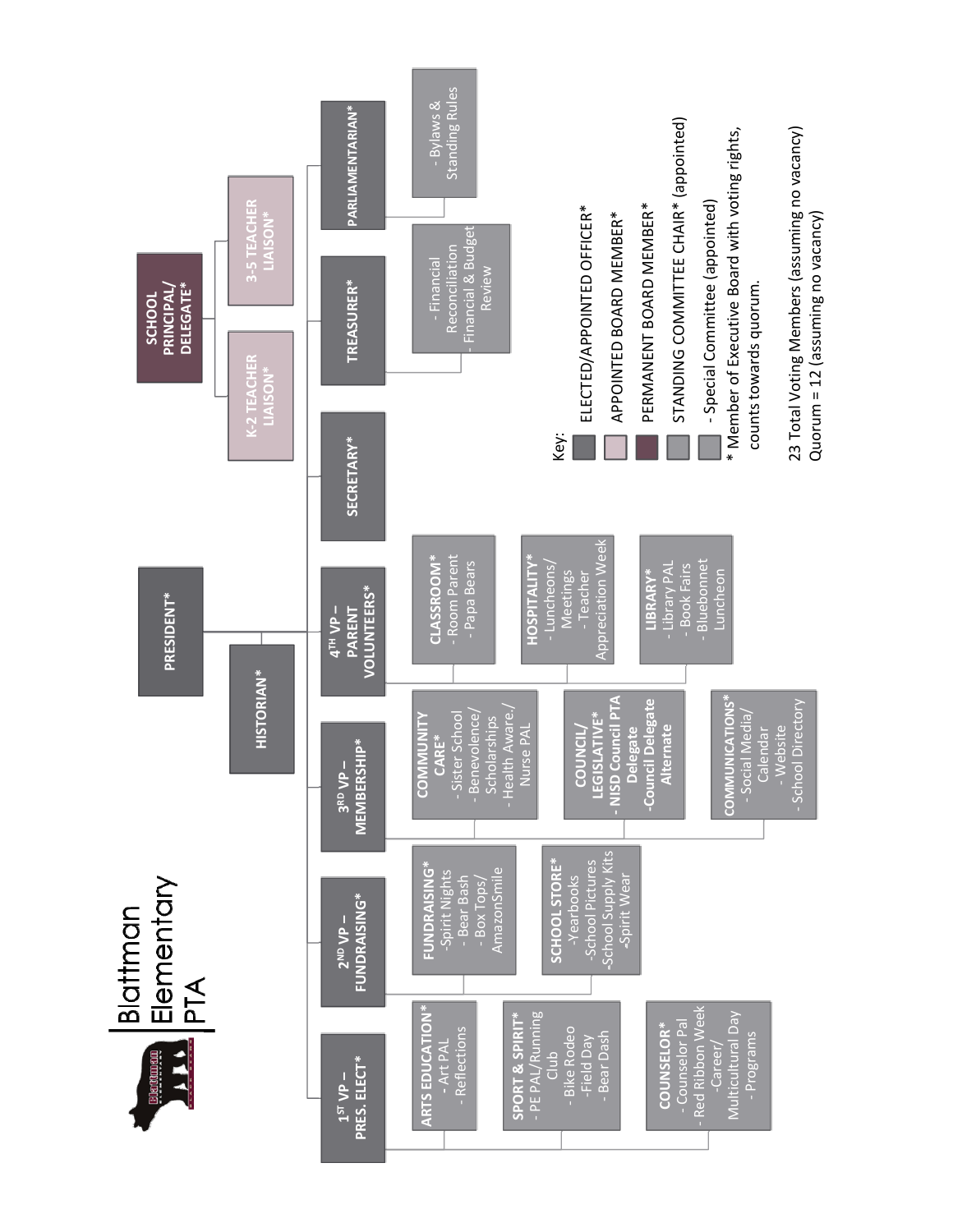# Blattman Elementary PTA

**SCHOOL PRINCIPAL/ DELEGATE***

- **K-2 TEACHER LIAISON***
- **3-5 TEACHER LIAISON***

**PRESIDENT***

- **HISTORIAN***

**1ST VP – PRES. ELECT***

- **ARTS EDUCATION***
  - Art PAL
  - Reflections
- **SPORT & SPIRIT***
  - PE PAL/Running Club
  - Bike Rodeo
  - Field Day
  - Bear Dash
- **COUNSELOR***
  - Counselor Pal
  - Red Ribbon Week
  - Career/ Multicultural Day
  - Programs

**2ND VP – FUNDRAISING***

- **FUNDRAISING***
  - Spirit Nights
  - Bear Bash
  - Box Tops/ AmazonSmile
- **SCHOOL STORE***
  - Yearbooks
  - School Pictures
  - School Supply Kits
  - Spirit Wear

**3RD VP – MEMBERSHIP***

- **COMMUNITY CARE***
  - Sister School
  - Benevolence/ Scholarships
  - Health Aware./ Nurse PAL
- **COUNCIL/ LEGISLATIVE***
  - **NISD Council PTA Delegate**
  - **Council Delegate Alternate**
- **COMMUNICATIONS***
  - Social Media/ Calendar
  - Website
  - School Directory

**4TH VP – PARENT VOLUNTEERS***

- **CLASSROOM***
  - Room Parent
  - Papa Bears
- **HOSPITALITY***
  - Luncheons/ Meetings
  - Teacher Appreciation Week
- **LIBRARY***
  - Library PAL
  - Book Fairs
  - Bluebonnet Luncheon

**SECRETARY***

**TREASURER***

- Financial Reconciliation
- Financial & Budget Review

**PARLIAMENTARIAN***

- Bylaws & Standing Rules

Key:

- ELECTED/APPOINTED OFFICER*
- APPOINTED BOARD MEMBER*
- PERMANENT BOARD MEMBER*
- STANDING COMMITTEE CHAIR* (appointed)
- Special Committee (appointed)

\* Member of Executive Board with voting rights, counts towards quorum.

23 Total Voting Members (assuming no vacancy)
Quorum = 12 (assuming no vacancy)